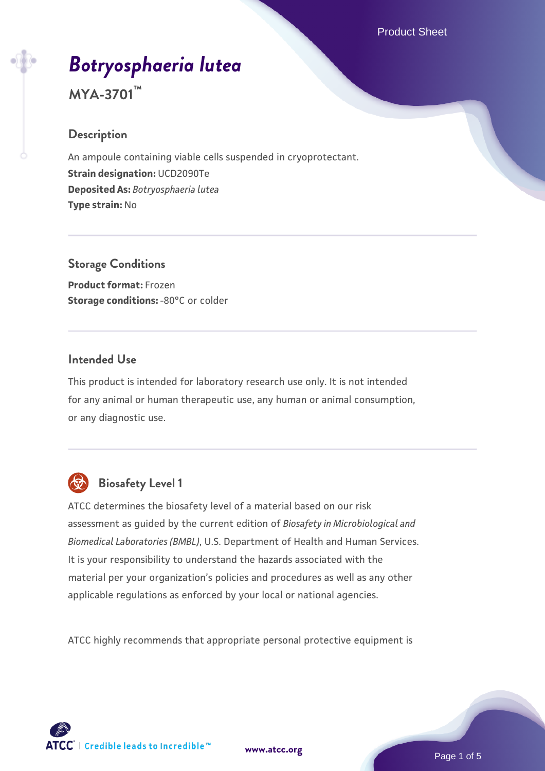Product Sheet

# *Botryosphaeria lutea*

**MYA-3701™**

## Description

An ampoule containing viable cells suspended in cryoprotectant.
**Strain designation:** UCD2090Te
**Deposited As:** *Botryosphaeria lutea*
**Type strain:** No

## Storage Conditions

**Product format:** Frozen
**Storage conditions:** -80°C or colder

## Intended Use

This product is intended for laboratory research use only. It is not intended for any animal or human therapeutic use, any human or animal consumption, or any diagnostic use.

## Biosafety Level 1

ATCC determines the biosafety level of a material based on our risk assessment as guided by the current edition of *Biosafety in Microbiological and Biomedical Laboratories (BMBL)*, U.S. Department of Health and Human Services. It is your responsibility to understand the hazards associated with the material per your organization's policies and procedures as well as any other applicable regulations as enforced by your local or national agencies.

ATCC highly recommends that appropriate personal protective equipment is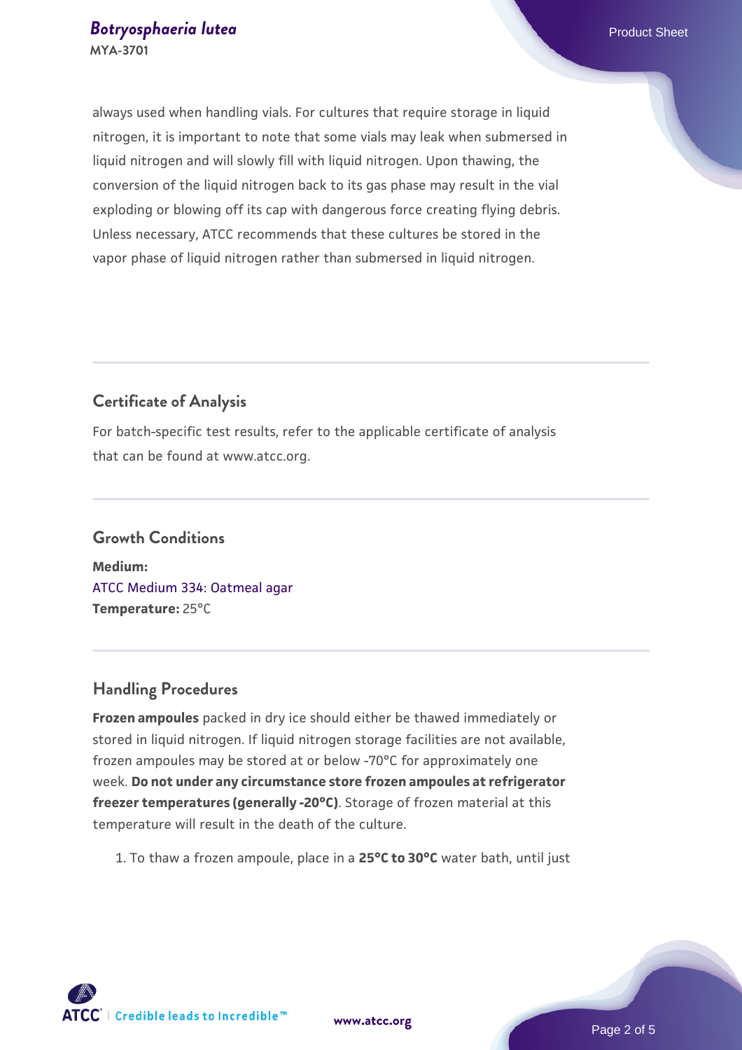always used when handling vials. For cultures that require storage in liquid nitrogen, it is important to note that some vials may leak when submersed in liquid nitrogen and will slowly fill with liquid nitrogen. Upon thawing, the conversion of the liquid nitrogen back to its gas phase may result in the vial exploding or blowing off its cap with dangerous force creating flying debris. Unless necessary, ATCC recommends that these cultures be stored in the vapor phase of liquid nitrogen rather than submersed in liquid nitrogen.

## Certificate of Analysis

For batch-specific test results, refer to the applicable certificate of analysis that can be found at www.atcc.org.

## Growth Conditions

**Medium:**
ATCC Medium 334: Oatmeal agar
**Temperature:** 25°C

## Handling Procedures

**Frozen ampoules** packed in dry ice should either be thawed immediately or stored in liquid nitrogen. If liquid nitrogen storage facilities are not available, frozen ampoules may be stored at or below -70°C for approximately one week. **Do not under any circumstance store frozen ampoules at refrigerator freezer temperatures (generally -20°C)**. Storage of frozen material at this temperature will result in the death of the culture.

1. To thaw a frozen ampoule, place in a **25°C to 30°C** water bath, until just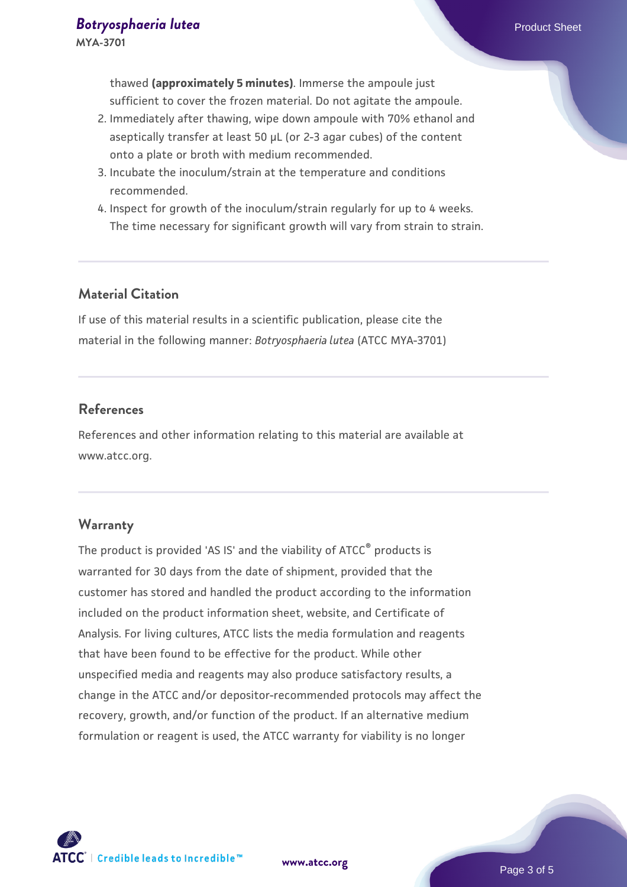thawed **(approximately 5 minutes)**. Immerse the ampoule just sufficient to cover the frozen material. Do not agitate the ampoule.

2. Immediately after thawing, wipe down ampoule with 70% ethanol and aseptically transfer at least 50 µL (or 2-3 agar cubes) of the content onto a plate or broth with medium recommended.
3. Incubate the inoculum/strain at the temperature and conditions recommended.
4. Inspect for growth of the inoculum/strain regularly for up to 4 weeks. The time necessary for significant growth will vary from strain to strain.

## Material Citation

If use of this material results in a scientific publication, please cite the material in the following manner: *Botryosphaeria lutea* (ATCC MYA-3701)

## References

References and other information relating to this material are available at www.atcc.org.

## Warranty

The product is provided 'AS IS' and the viability of ATCC® products is warranted for 30 days from the date of shipment, provided that the customer has stored and handled the product according to the information included on the product information sheet, website, and Certificate of Analysis. For living cultures, ATCC lists the media formulation and reagents that have been found to be effective for the product. While other unspecified media and reagents may also produce satisfactory results, a change in the ATCC and/or depositor-recommended protocols may affect the recovery, growth, and/or function of the product. If an alternative medium formulation or reagent is used, the ATCC warranty for viability is no longer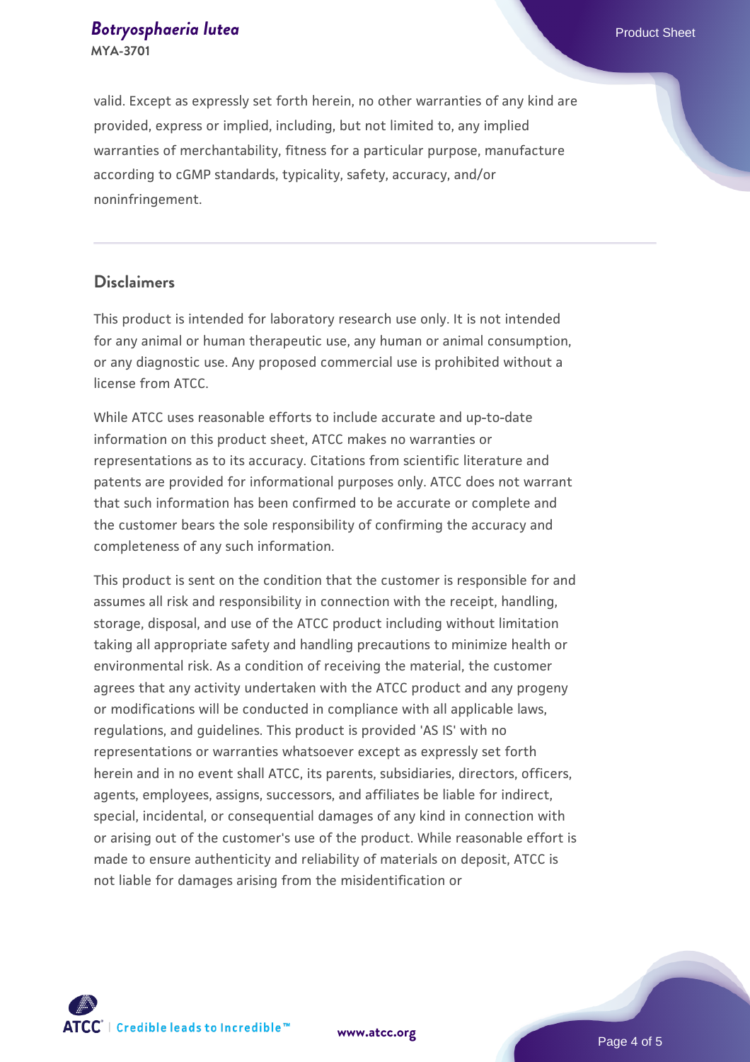valid. Except as expressly set forth herein, no other warranties of any kind are provided, express or implied, including, but not limited to, any implied warranties of merchantability, fitness for a particular purpose, manufacture according to cGMP standards, typicality, safety, accuracy, and/or noninfringement.

## Disclaimers

This product is intended for laboratory research use only. It is not intended for any animal or human therapeutic use, any human or animal consumption, or any diagnostic use. Any proposed commercial use is prohibited without a license from ATCC.

While ATCC uses reasonable efforts to include accurate and up-to-date information on this product sheet, ATCC makes no warranties or representations as to its accuracy. Citations from scientific literature and patents are provided for informational purposes only. ATCC does not warrant that such information has been confirmed to be accurate or complete and the customer bears the sole responsibility of confirming the accuracy and completeness of any such information.

This product is sent on the condition that the customer is responsible for and assumes all risk and responsibility in connection with the receipt, handling, storage, disposal, and use of the ATCC product including without limitation taking all appropriate safety and handling precautions to minimize health or environmental risk. As a condition of receiving the material, the customer agrees that any activity undertaken with the ATCC product and any progeny or modifications will be conducted in compliance with all applicable laws, regulations, and guidelines. This product is provided 'AS IS' with no representations or warranties whatsoever except as expressly set forth herein and in no event shall ATCC, its parents, subsidiaries, directors, officers, agents, employees, assigns, successors, and affiliates be liable for indirect, special, incidental, or consequential damages of any kind in connection with or arising out of the customer's use of the product. While reasonable effort is made to ensure authenticity and reliability of materials on deposit, ATCC is not liable for damages arising from the misidentification or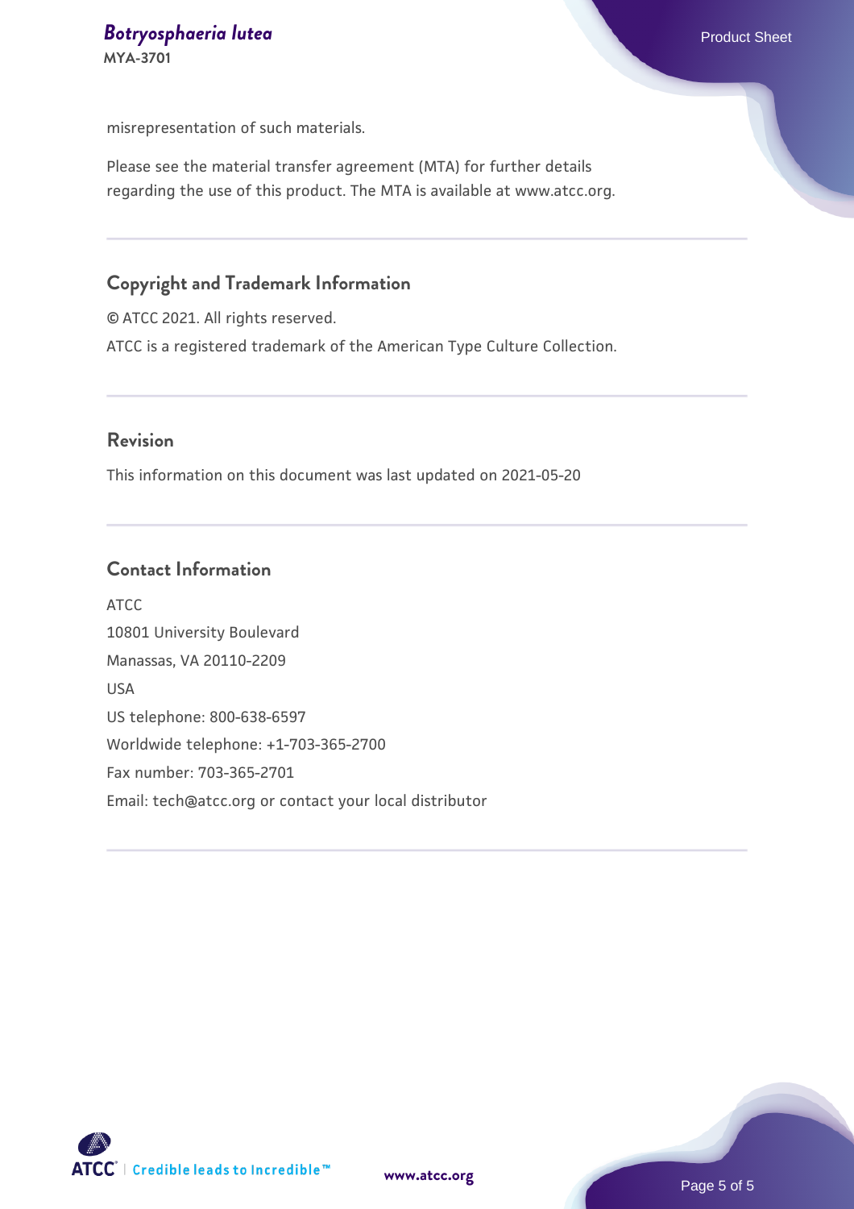misrepresentation of such materials.

Please see the material transfer agreement (MTA) for further details regarding the use of this product. The MTA is available at www.atcc.org.

## Copyright and Trademark Information

© ATCC 2021. All rights reserved.

ATCC is a registered trademark of the American Type Culture Collection.

## Revision

This information on this document was last updated on 2021-05-20

## Contact Information

ATCC

10801 University Boulevard

Manassas, VA 20110-2209

USA

US telephone: 800-638-6597

Worldwide telephone: +1-703-365-2700

Fax number: 703-365-2701

Email: tech@atcc.org or contact your local distributor